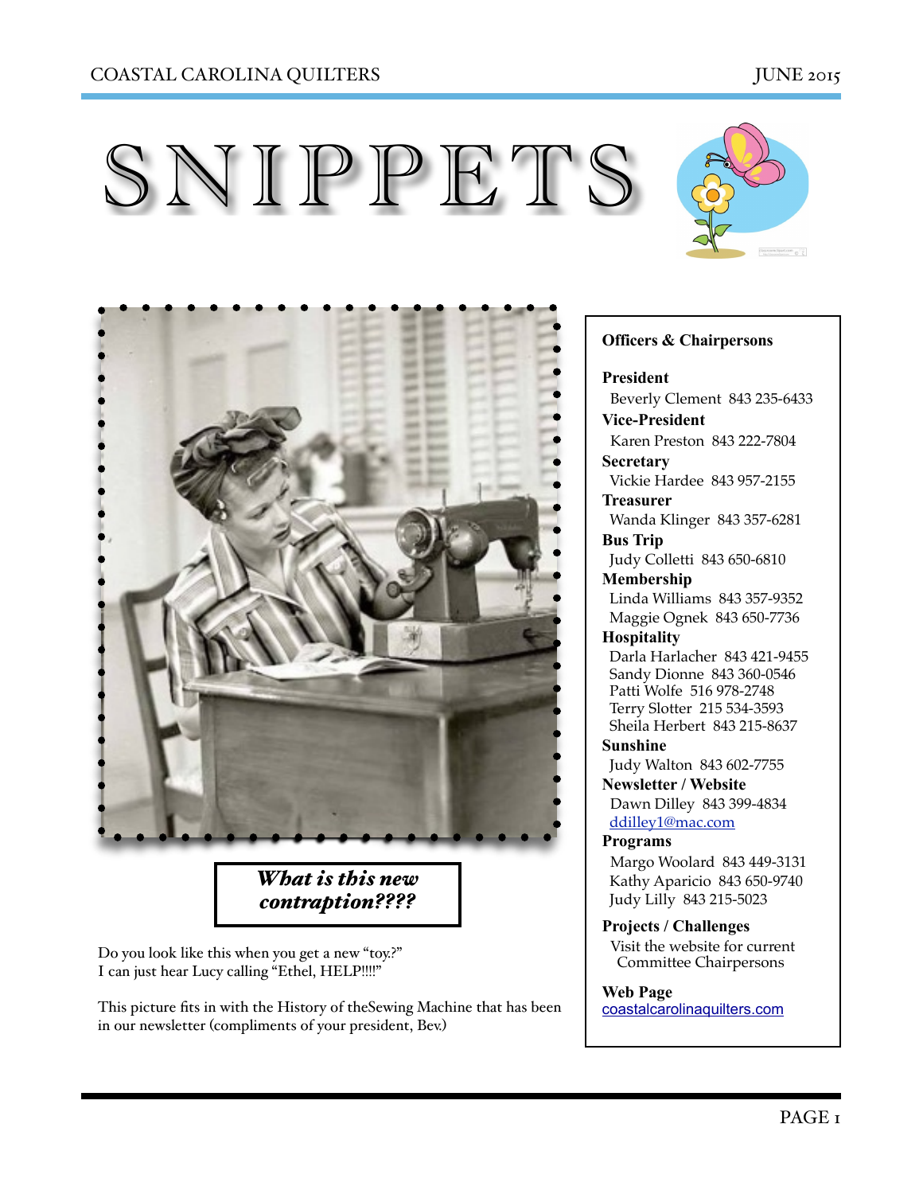# SNIPPETS

*What is this new contraption????*

Do you look like this when you get a new "toy.?"
I can just hear Lucy calling "Ethel, HELP!!!!"

This picture fits in with the History of theSewing Machine that has been in our newsletter (compliments of your president, Bev.)

**Officers & Chairpersons**

**President**
Beverly Clement 843 235-6433

**Vice-President**
Karen Preston 843 222-7804

**Secretary**
Vickie Hardee 843 957-2155

**Treasurer**
Wanda Klinger 843 357-6281

**Bus Trip**
Judy Colletti 843 650-6810

**Membership**
Linda Williams 843 357-9352
Maggie Ognek 843 650-7736

**Hospitality**
Darla Harlacher 843 421-9455
Sandy Dionne 843 360-0546
Patti Wolfe 516 978-2748
Terry Slotter 215 534-3593
Sheila Herbert 843 215-8637

**Sunshine**
Judy Walton 843 602-7755

**Newsletter / Website**
Dawn Dilley 843 399-4834
ddilley1@mac.com

**Programs**
Margo Woolard 843 449-3131
Kathy Aparicio 843 650-9740
Judy Lilly 843 215-5023

**Projects / Challenges**
Visit the website for current Committee Chairpersons

**Web Page**
coastalcarolinaquilters.com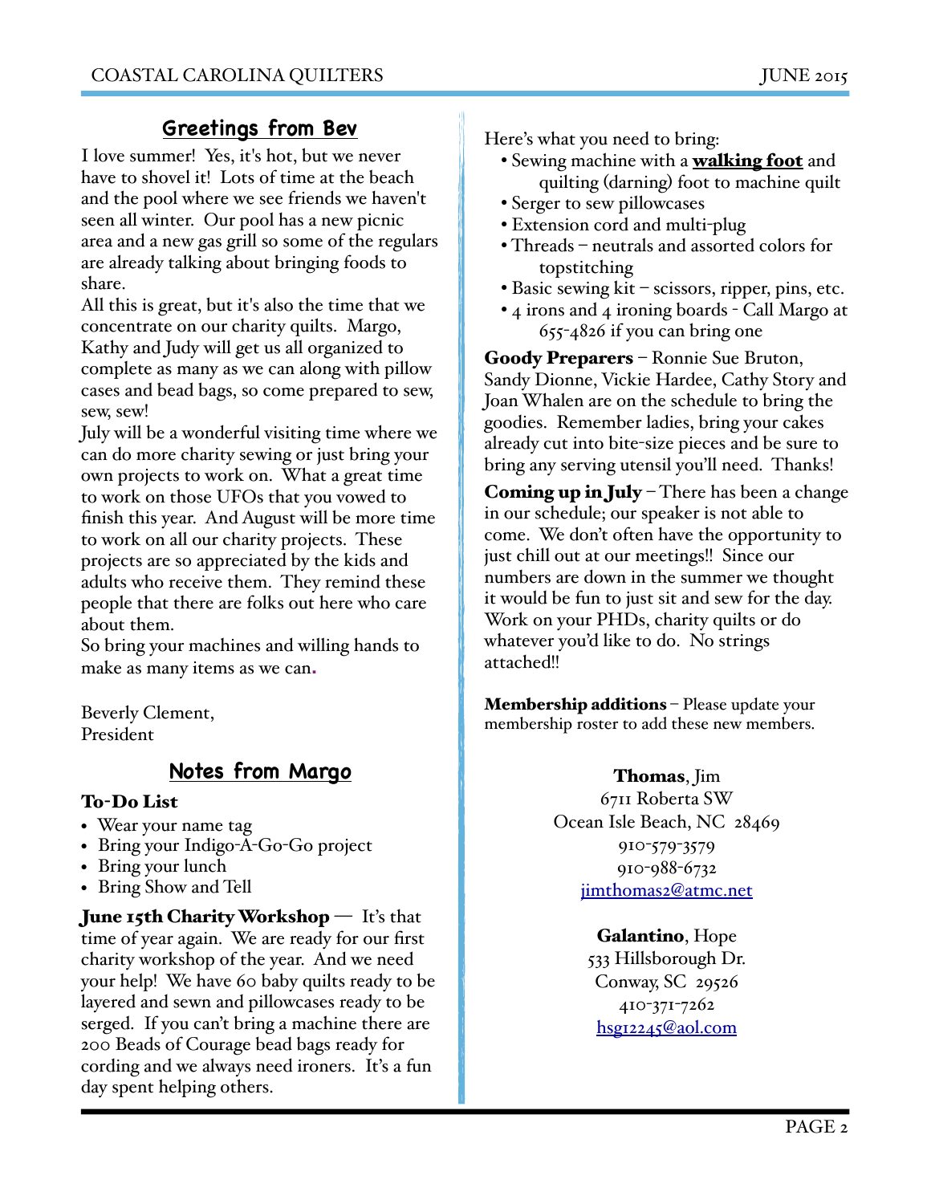## Greetings from Bev

I love summer! Yes, it's hot, but we never have to shovel it! Lots of time at the beach and the pool where we see friends we haven't seen all winter. Our pool has a new picnic area and a new gas grill so some of the regulars are already talking about bringing foods to share.

All this is great, but it's also the time that we concentrate on our charity quilts. Margo, Kathy and Judy will get us all organized to complete as many as we can along with pillow cases and bead bags, so come prepared to sew, sew, sew!

July will be a wonderful visiting time where we can do more charity sewing or just bring your own projects to work on. What a great time to work on those UFOs that you vowed to finish this year. And August will be more time to work on all our charity projects. These projects are so appreciated by the kids and adults who receive them. They remind these people that there are folks out here who care about them.

So bring your machines and willing hands to make as many items as we can.

Beverly Clement,
President

## Notes from Margo

### To-Do List

- Wear your name tag
- Bring your Indigo-A-Go-Go project
- Bring your lunch
- Bring Show and Tell

**June 15th Charity Workshop** — It's that time of year again. We are ready for our first charity workshop of the year. And we need your help! We have 60 baby quilts ready to be layered and sewn and pillowcases ready to be serged. If you can't bring a machine there are 200 Beads of Courage bead bags ready for cording and we always need ironers. It's a fun day spent helping others.

Here's what you need to bring:

- Sewing machine with a **walking foot** and quilting (darning) foot to machine quilt
- Serger to sew pillowcases
- Extension cord and multi-plug
- Threads – neutrals and assorted colors for topstitching
- Basic sewing kit – scissors, ripper, pins, etc.
- 4 irons and 4 ironing boards - Call Margo at 655-4826 if you can bring one

**Goody Preparers** – Ronnie Sue Bruton, Sandy Dionne, Vickie Hardee, Cathy Story and Joan Whalen are on the schedule to bring the goodies. Remember ladies, bring your cakes already cut into bite-size pieces and be sure to bring any serving utensil you'll need. Thanks!

**Coming up in July** – There has been a change in our schedule; our speaker is not able to come. We don't often have the opportunity to just chill out at our meetings!! Since our numbers are down in the summer we thought it would be fun to just sit and sew for the day. Work on your PHDs, charity quilts or do whatever you'd like to do. No strings attached!!

**Membership additions** – Please update your membership roster to add these new members.

**Thomas**, Jim
6711 Roberta SW
Ocean Isle Beach, NC 28469
910-579-3579
910-988-6732
jimthomas2@atmc.net

**Galantino**, Hope
533 Hillsborough Dr.
Conway, SC 29526
410-371-7262
hsg12245@aol.com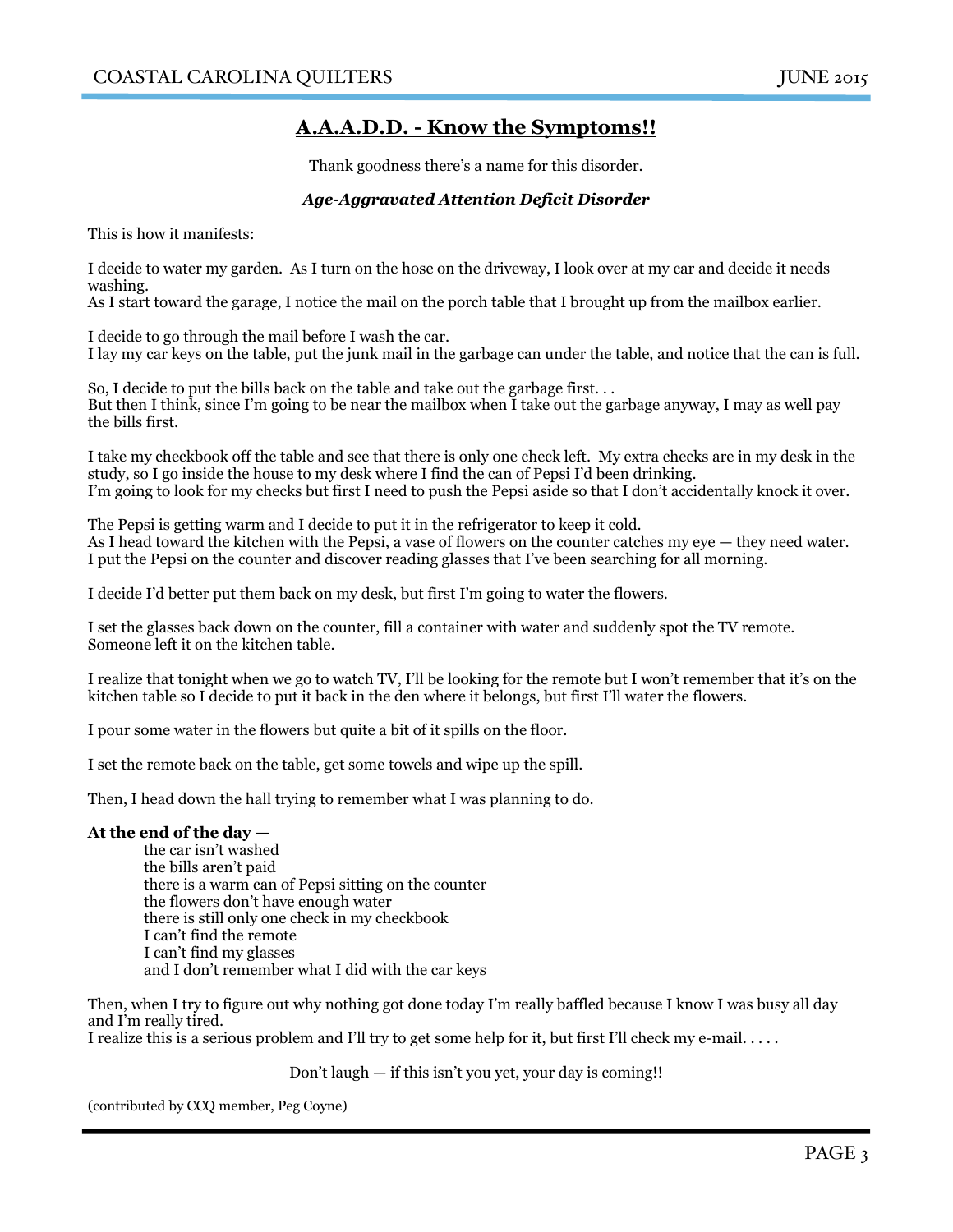## A.A.A.D.D. - Know the Symptoms!!

Thank goodness there's a name for this disorder.

***Age-Aggravated Attention Deficit Disorder***

This is how it manifests:

I decide to water my garden. As I turn on the hose on the driveway, I look over at my car and decide it needs washing.
As I start toward the garage, I notice the mail on the porch table that I brought up from the mailbox earlier.

I decide to go through the mail before I wash the car.
I lay my car keys on the table, put the junk mail in the garbage can under the table, and notice that the can is full.

So, I decide to put the bills back on the table and take out the garbage first. . .
But then I think, since I'm going to be near the mailbox when I take out the garbage anyway, I may as well pay the bills first.

I take my checkbook off the table and see that there is only one check left. My extra checks are in my desk in the study, so I go inside the house to my desk where I find the can of Pepsi I'd been drinking.
I'm going to look for my checks but first I need to push the Pepsi aside so that I don't accidentally knock it over.

The Pepsi is getting warm and I decide to put it in the refrigerator to keep it cold.
As I head toward the kitchen with the Pepsi, a vase of flowers on the counter catches my eye — they need water.
I put the Pepsi on the counter and discover reading glasses that I've been searching for all morning.

I decide I'd better put them back on my desk, but first I'm going to water the flowers.

I set the glasses back down on the counter, fill a container with water and suddenly spot the TV remote.
Someone left it on the kitchen table.

I realize that tonight when we go to watch TV, I'll be looking for the remote but I won't remember that it's on the kitchen table so I decide to put it back in the den where it belongs, but first I'll water the flowers.

I pour some water in the flowers but quite a bit of it spills on the floor.

I set the remote back on the table, get some towels and wipe up the spill.

Then, I head down the hall trying to remember what I was planning to do.

**At the end of the day —**
the car isn't washed
the bills aren't paid
there is a warm can of Pepsi sitting on the counter
the flowers don't have enough water
there is still only one check in my checkbook
I can't find the remote
I can't find my glasses
and I don't remember what I did with the car keys

Then, when I try to figure out why nothing got done today I'm really baffled because I know I was busy all day and I'm really tired.
I realize this is a serious problem and I'll try to get some help for it, but first I'll check my e-mail. . . . .

Don't laugh — if this isn't you yet, your day is coming!!

(contributed by CCQ member, Peg Coyne)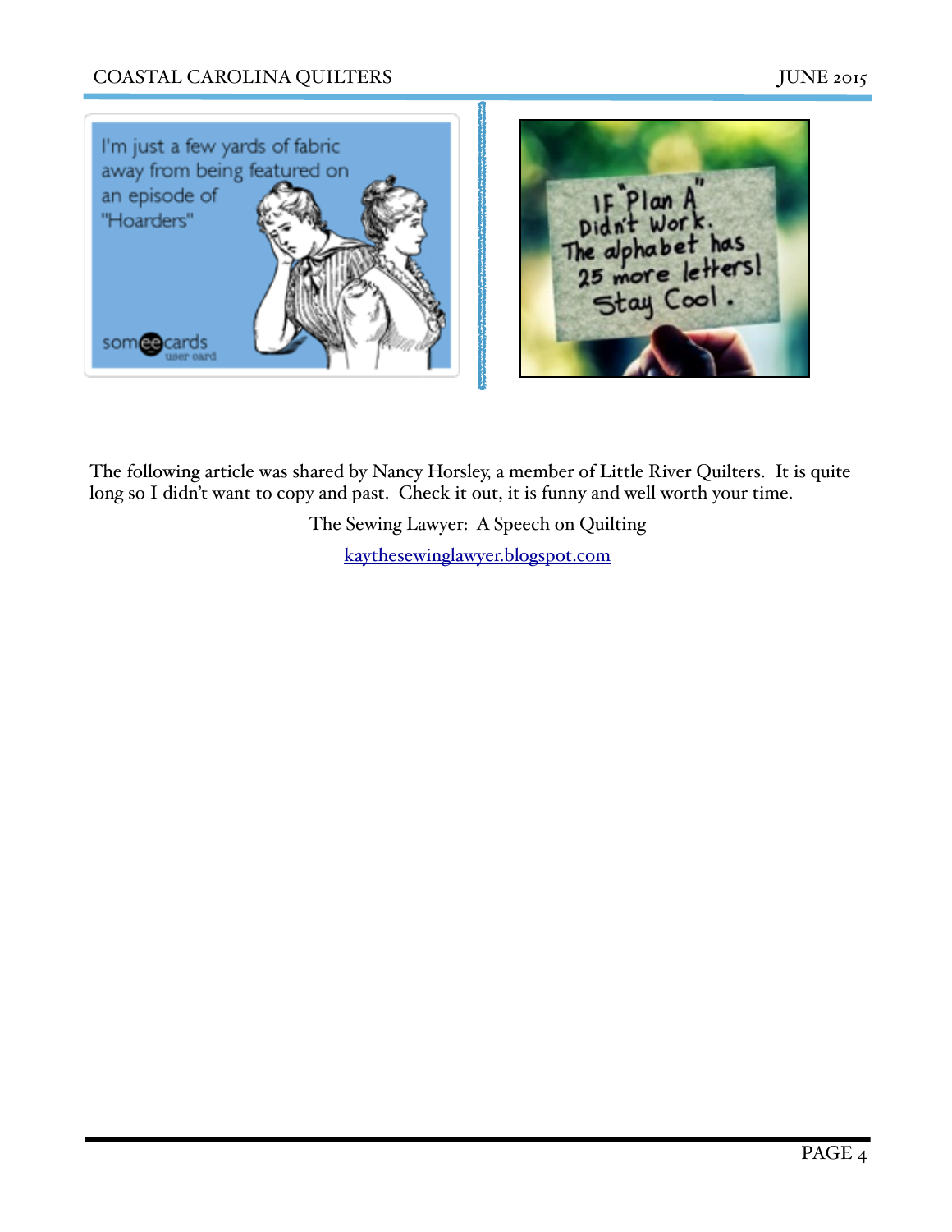The following article was shared by Nancy Horsley, a member of Little River Quilters. It is quite long so I didn't want to copy and past. Check it out, it is funny and well worth your time.

The Sewing Lawyer: A Speech on Quilting

kaythesewinglawyer.blogspot.com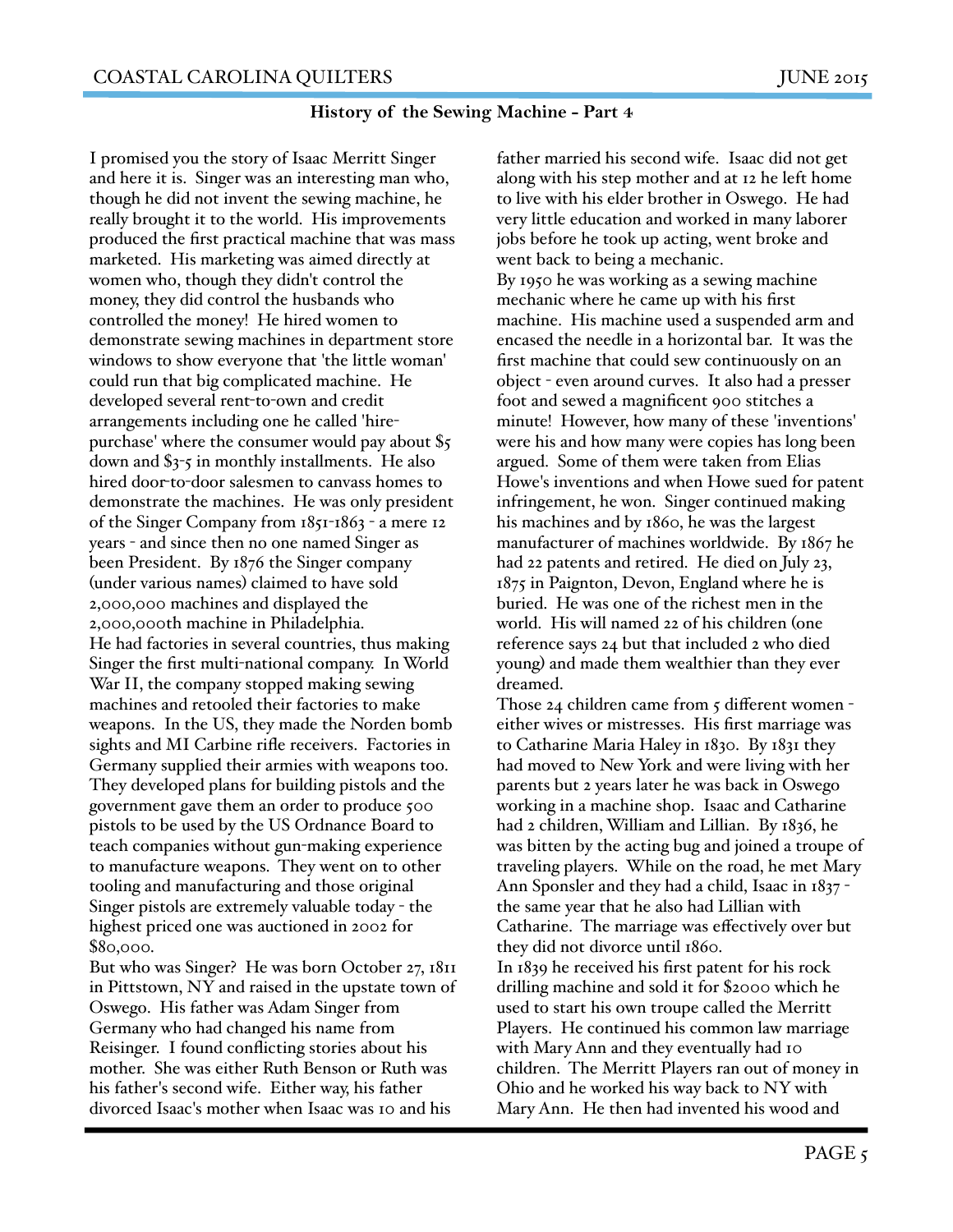## History of the Sewing Machine - Part 4

I promised you the story of Isaac Merritt Singer and here it is. Singer was an interesting man who, though he did not invent the sewing machine, he really brought it to the world. His improvements produced the first practical machine that was mass marketed. His marketing was aimed directly at women who, though they didn't control the money, they did control the husbands who controlled the money! He hired women to demonstrate sewing machines in department store windows to show everyone that 'the little woman' could run that big complicated machine. He developed several rent-to-own and credit arrangements including one he called 'hire-purchase' where the consumer would pay about $5 down and $3-5 in monthly installments. He also hired door-to-door salesmen to canvass homes to demonstrate the machines. He was only president of the Singer Company from 1851-1863 - a mere 12 years - and since then no one named Singer as been President. By 1876 the Singer company (under various names) claimed to have sold 2,000,000 machines and displayed the 2,000,000th machine in Philadelphia.

He had factories in several countries, thus making Singer the first multi-national company. In World War II, the company stopped making sewing machines and retooled their factories to make weapons. In the US, they made the Norden bomb sights and MI Carbine rifle receivers. Factories in Germany supplied their armies with weapons too. They developed plans for building pistols and the government gave them an order to produce 500 pistols to be used by the US Ordnance Board to teach companies without gun-making experience to manufacture weapons. They went on to other tooling and manufacturing and those original Singer pistols are extremely valuable today - the highest priced one was auctioned in 2002 for $80,000.

But who was Singer? He was born October 27, 1811 in Pittstown, NY and raised in the upstate town of Oswego. His father was Adam Singer from Germany who had changed his name from Reisinger. I found conflicting stories about his mother. She was either Ruth Benson or Ruth was his father's second wife. Either way, his father divorced Isaac's mother when Isaac was 10 and his father married his second wife. Isaac did not get along with his step mother and at 12 he left home to live with his elder brother in Oswego. He had very little education and worked in many laborer jobs before he took up acting, went broke and went back to being a mechanic.

By 1950 he was working as a sewing machine mechanic where he came up with his first machine. His machine used a suspended arm and encased the needle in a horizontal bar. It was the first machine that could sew continuously on an object - even around curves. It also had a presser foot and sewed a magnificent 900 stitches a minute! However, how many of these 'inventions' were his and how many were copies has long been argued. Some of them were taken from Elias Howe's inventions and when Howe sued for patent infringement, he won. Singer continued making his machines and by 1860, he was the largest manufacturer of machines worldwide. By 1867 he had 22 patents and retired. He died on July 23, 1875 in Paignton, Devon, England where he is buried. He was one of the richest men in the world. His will named 22 of his children (one reference says 24 but that included 2 who died young) and made them wealthier than they ever dreamed.

Those 24 children came from 5 different women - either wives or mistresses. His first marriage was to Catharine Maria Haley in 1830. By 1831 they had moved to New York and were living with her parents but 2 years later he was back in Oswego working in a machine shop. Isaac and Catharine had 2 children, William and Lillian. By 1836, he was bitten by the acting bug and joined a troupe of traveling players. While on the road, he met Mary Ann Sponsler and they had a child, Isaac in 1837 - the same year that he also had Lillian with Catharine. The marriage was effectively over but they did not divorce until 1860.

In 1839 he received his first patent for his rock drilling machine and sold it for $2000 which he used to start his own troupe called the Merritt Players. He continued his common law marriage with Mary Ann and they eventually had 10 children. The Merritt Players ran out of money in Ohio and he worked his way back to NY with Mary Ann. He then had invented his wood and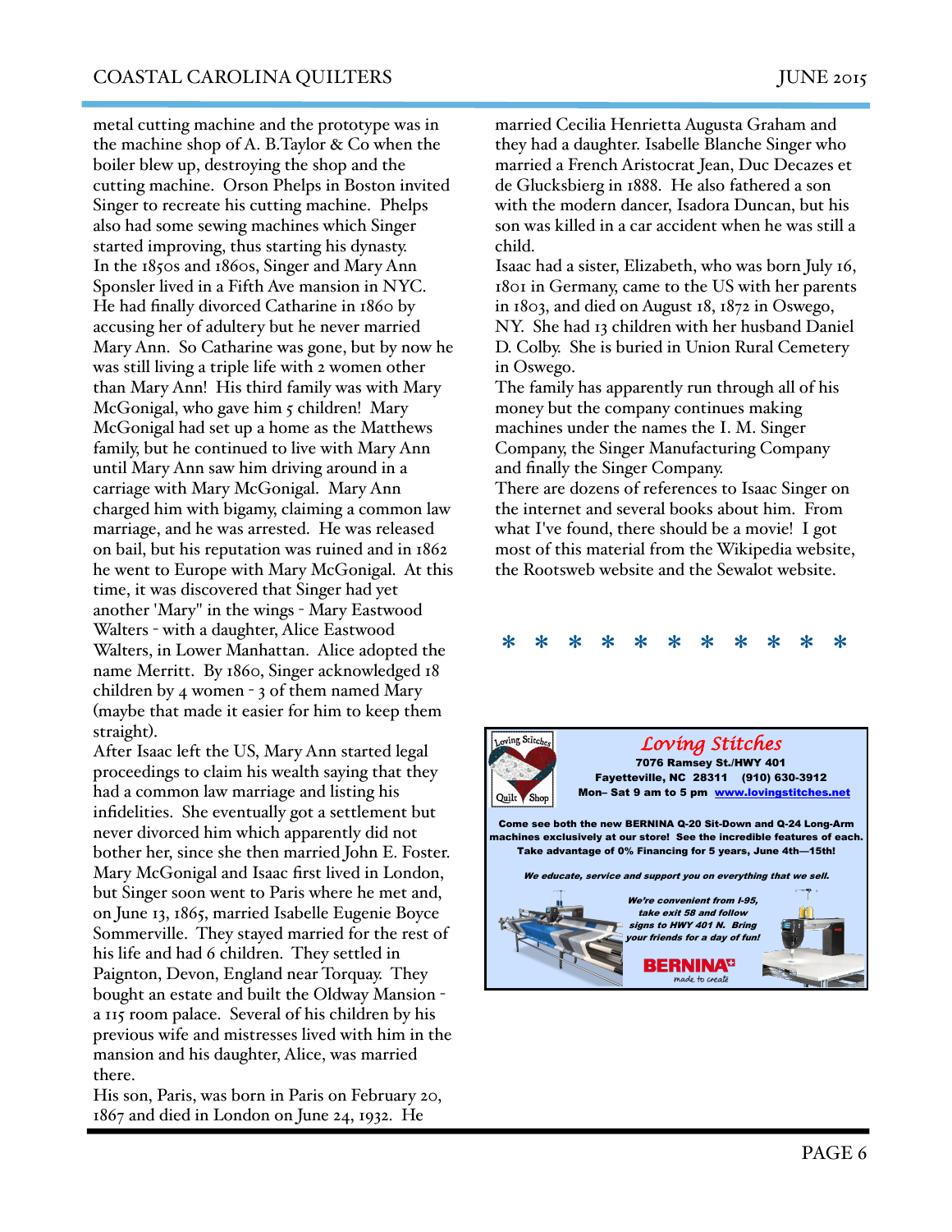metal cutting machine and the prototype was in the machine shop of A. B.Taylor & Co when the boiler blew up, destroying the shop and the cutting machine. Orson Phelps in Boston invited Singer to recreate his cutting machine. Phelps also had some sewing machines which Singer started improving, thus starting his dynasty.

In the 1850s and 1860s, Singer and Mary Ann Sponsler lived in a Fifth Ave mansion in NYC. He had finally divorced Catharine in 1860 by accusing her of adultery but he never married Mary Ann. So Catharine was gone, but by now he was still living a triple life with 2 women other than Mary Ann! His third family was with Mary McGonigal, who gave him 5 children! Mary McGonigal had set up a home as the Matthews family, but he continued to live with Mary Ann until Mary Ann saw him driving around in a carriage with Mary McGonigal. Mary Ann charged him with bigamy, claiming a common law marriage, and he was arrested. He was released on bail, but his reputation was ruined and in 1862 he went to Europe with Mary McGonigal. At this time, it was discovered that Singer had yet another 'Mary" in the wings - Mary Eastwood Walters - with a daughter, Alice Eastwood Walters, in Lower Manhattan. Alice adopted the name Merritt. By 1860, Singer acknowledged 18 children by 4 women - 3 of them named Mary (maybe that made it easier for him to keep them straight).

After Isaac left the US, Mary Ann started legal proceedings to claim his wealth saying that they had a common law marriage and listing his infidelities. She eventually got a settlement but never divorced him which apparently did not bother her, since she then married John E. Foster.

Mary McGonigal and Isaac first lived in London, but Singer soon went to Paris where he met and, on June 13, 1865, married Isabelle Eugenie Boyce Sommerville. They stayed married for the rest of his life and had 6 children. They settled in Paignton, Devon, England near Torquay. They bought an estate and built the Oldway Mansion - a 115 room palace. Several of his children by his previous wife and mistresses lived with him in the mansion and his daughter, Alice, was married there.

His son, Paris, was born in Paris on February 20, 1867 and died in London on June 24, 1932. He married Cecilia Henrietta Augusta Graham and they had a daughter. Isabelle Blanche Singer who married a French Aristocrat Jean, Duc Decazes et de Glucksbierg in 1888. He also fathered a son with the modern dancer, Isadora Duncan, but his son was killed in a car accident when he was still a child.

Isaac had a sister, Elizabeth, who was born July 16, 1801 in Germany, came to the US with her parents in 1803, and died on August 18, 1872 in Oswego, NY. She had 13 children with her husband Daniel D. Colby. She is buried in Union Rural Cemetery in Oswego.

The family has apparently run through all of his money but the company continues making machines under the names the I. M. Singer Company, the Singer Manufacturing Company and finally the Singer Company.

There are dozens of references to Isaac Singer on the internet and several books about him. From what I've found, there should be a movie! I got most of this material from the Wikipedia website, the Rootsweb website and the Sewalot website.

* * * * * * * * * * *

**Loving Stitches**

Loving Stitches Quilt Shop

**7076 Ramsey St./HWY 401**
**Fayetteville, NC 28311 (910) 630-3912**
**Mon– Sat 9 am to 5 pm www.lovingstitches.net**

**Come see both the new BERNINA Q-20 Sit-Down and Q-24 Long-Arm machines exclusively at our store! See the incredible features of each. Take advantage of 0% Financing for 5 years, June 4th—15th!**

***We educate, service and support you on everything that we sell.***

***We're convenient from I-95, take exit 58 and follow signs to HWY 401 N. Bring your friends for a day of fun!***

**BERNINA** made to create